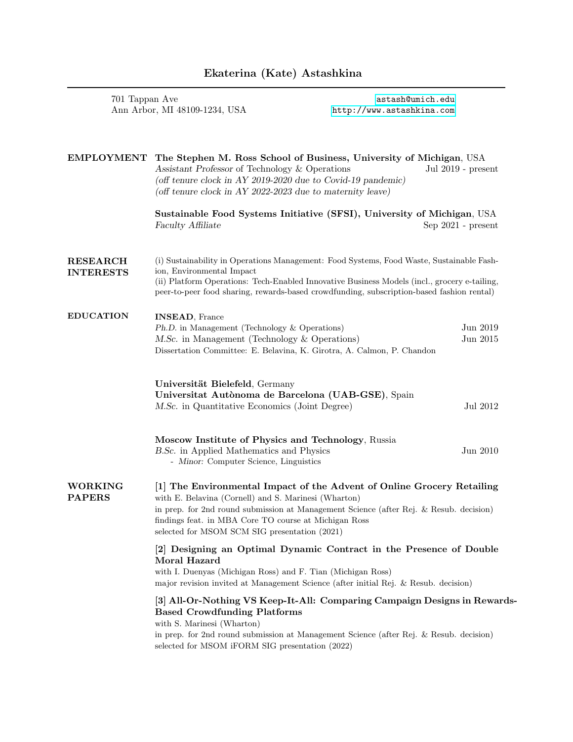# Ekaterina (Kate) Astashkina

701 Tappan Ave
Ann Arbor, MI 48109-1234, USA

astash@umich.edu
http://www.astashkina.com

## EMPLOYMENT

**The Stephen M. Ross School of Business, University of Michigan**, USA
*Assistant Professor* of Technology & Operations — Jul 2019 - present
*(off tenure clock in AY 2019-2020 due to Covid-19 pandemic)*
*(off tenure clock in AY 2022-2023 due to maternity leave)*

**Sustainable Food Systems Initiative (SFSI), University of Michigan**, USA
*Faculty Affiliate* — Sep 2021 - present

## RESEARCH INTERESTS

(i) Sustainability in Operations Management: Food Systems, Food Waste, Sustainable Fashion, Environmental Impact
(ii) Platform Operations: Tech-Enabled Innovative Business Models (incl., grocery e-tailing, peer-to-peer food sharing, rewards-based crowdfunding, subscription-based fashion rental)

## EDUCATION

**INSEAD**, France
*Ph.D.* in Management (Technology & Operations) — Jun 2019
*M.Sc.* in Management (Technology & Operations) — Jun 2015
Dissertation Committee: E. Belavina, K. Girotra, A. Calmon, P. Chandon

**Universität Bielefeld**, Germany
**Universitat Autònoma de Barcelona (UAB-GSE)**, Spain
*M.Sc.* in Quantitative Economics (Joint Degree) — Jul 2012

**Moscow Institute of Physics and Technology**, Russia
*B.Sc.* in Applied Mathematics and Physics — Jun 2010
- *Minor:* Computer Science, Linguistics

## WORKING PAPERS

**[1] The Environmental Impact of the Advent of Online Grocery Retailing**
with E. Belavina (Cornell) and S. Marinesi (Wharton)
in prep. for 2nd round submission at Management Science (after Rej. & Resub. decision)
findings feat. in MBA Core TO course at Michigan Ross
selected for MSOM SCM SIG presentation (2021)

**[2] Designing an Optimal Dynamic Contract in the Presence of Double Moral Hazard**
with I. Duenyas (Michigan Ross) and F. Tian (Michigan Ross)
major revision invited at Management Science (after initial Rej. & Resub. decision)

**[3] All-Or-Nothing VS Keep-It-All: Comparing Campaign Designs in Rewards-Based Crowdfunding Platforms**
with S. Marinesi (Wharton)
in prep. for 2nd round submission at Management Science (after Rej. & Resub. decision)
selected for MSOM iFORM SIG presentation (2022)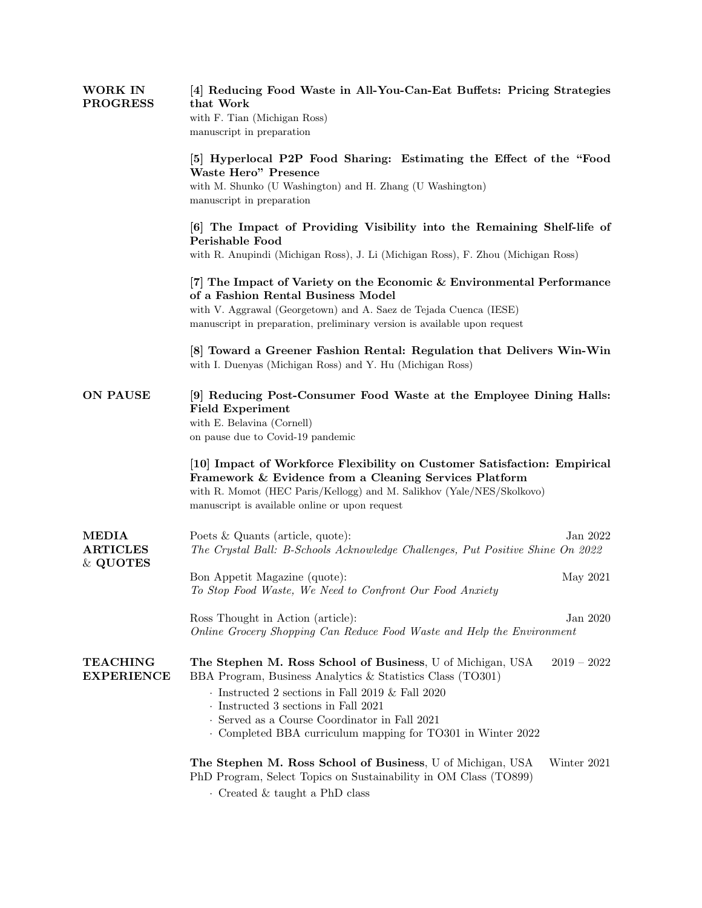## WORK IN PROGRESS

**[4] Reducing Food Waste in All-You-Can-Eat Buffets: Pricing Strategies that Work**
with F. Tian (Michigan Ross)
manuscript in preparation

**[5] Hyperlocal P2P Food Sharing: Estimating the Effect of the "Food Waste Hero" Presence**
with M. Shunko (U Washington) and H. Zhang (U Washington)
manuscript in preparation

**[6] The Impact of Providing Visibility into the Remaining Shelf-life of Perishable Food**
with R. Anupindi (Michigan Ross), J. Li (Michigan Ross), F. Zhou (Michigan Ross)

**[7] The Impact of Variety on the Economic & Environmental Performance of a Fashion Rental Business Model**
with V. Aggrawal (Georgetown) and A. Saez de Tejada Cuenca (IESE)
manuscript in preparation, preliminary version is available upon request

**[8] Toward a Greener Fashion Rental: Regulation that Delivers Win-Win**
with I. Duenyas (Michigan Ross) and Y. Hu (Michigan Ross)

## ON PAUSE

**[9] Reducing Post-Consumer Food Waste at the Employee Dining Halls: Field Experiment**
with E. Belavina (Cornell)
on pause due to Covid-19 pandemic

**[10] Impact of Workforce Flexibility on Customer Satisfaction: Empirical Framework & Evidence from a Cleaning Services Platform**
with R. Momot (HEC Paris/Kellogg) and M. Salikhov (Yale/NES/Skolkovo)
manuscript is available online or upon request

## MEDIA ARTICLES & QUOTES

Poets & Quants (article, quote): Jan 2022
*The Crystal Ball: B-Schools Acknowledge Challenges, Put Positive Shine On 2022*

Bon Appetit Magazine (quote): May 2021
*To Stop Food Waste, We Need to Confront Our Food Anxiety*

Ross Thought in Action (article): Jan 2020
*Online Grocery Shopping Can Reduce Food Waste and Help the Environment*

## TEACHING EXPERIENCE

**The Stephen M. Ross School of Business**, U of Michigan, USA 2019 – 2022
BBA Program, Business Analytics & Statistics Class (TO301)

- Instructed 2 sections in Fall 2019 & Fall 2020
- Instructed 3 sections in Fall 2021
- Served as a Course Coordinator in Fall 2021
- Completed BBA curriculum mapping for TO301 in Winter 2022

**The Stephen M. Ross School of Business**, U of Michigan, USA Winter 2021
PhD Program, Select Topics on Sustainability in OM Class (TO899)

- Created & taught a PhD class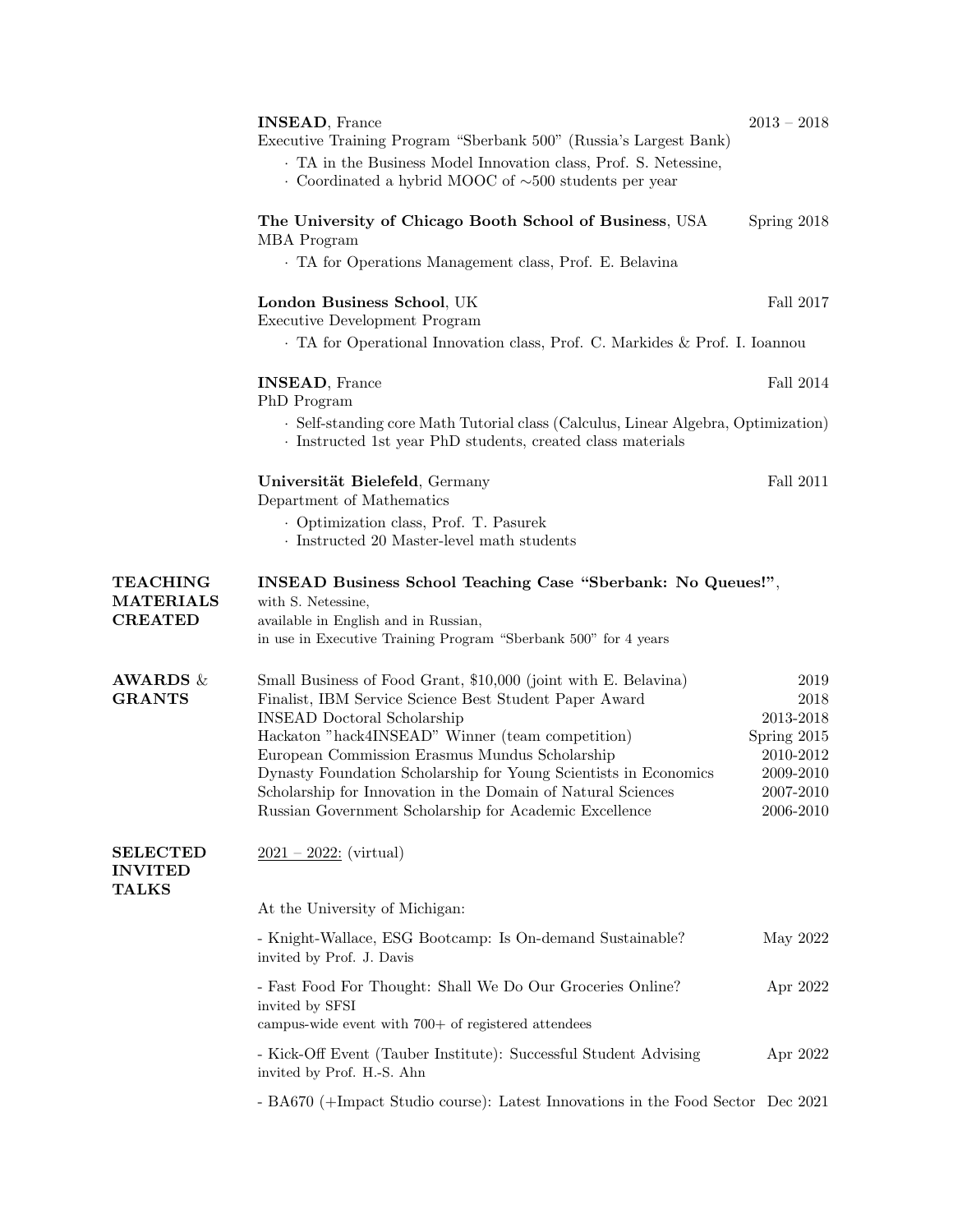**INSEAD**, France — 2013 – 2018
Executive Training Program "Sberbank 500" (Russia's Largest Bank)

- TA in the Business Model Innovation class, Prof. S. Netessine,
- Coordinated a hybrid MOOC of ∼500 students per year

**The University of Chicago Booth School of Business**, USA — Spring 2018
MBA Program

- TA for Operations Management class, Prof. E. Belavina

**London Business School**, UK — Fall 2017
Executive Development Program

- TA for Operational Innovation class, Prof. C. Markides & Prof. I. Ioannou

**INSEAD**, France — Fall 2014
PhD Program

- Self-standing core Math Tutorial class (Calculus, Linear Algebra, Optimization)
- Instructed 1st year PhD students, created class materials

**Universität Bielefeld**, Germany — Fall 2011
Department of Mathematics

- Optimization class, Prof. T. Pasurek
- Instructed 20 Master-level math students

## TEACHING MATERIALS CREATED

**INSEAD Business School Teaching Case "Sberbank: No Queues!"**,
with S. Netessine,
available in English and in Russian,
in use in Executive Training Program "Sberbank 500" for 4 years

## AWARDS & GRANTS

| Award | Year |
|---|---|
| Small Business of Food Grant, $10,000 (joint with E. Belavina) | 2019 |
| Finalist, IBM Service Science Best Student Paper Award | 2018 |
| INSEAD Doctoral Scholarship | 2013-2018 |
| Hackaton "hack4INSEAD" Winner (team competition) | Spring 2015 |
| European Commission Erasmus Mundus Scholarship | 2010-2012 |
| Dynasty Foundation Scholarship for Young Scientists in Economics | 2009-2010 |
| Scholarship for Innovation in the Domain of Natural Sciences | 2007-2010 |
| Russian Government Scholarship for Academic Excellence | 2006-2010 |

## SELECTED INVITED TALKS

2021 – 2022: (virtual)

At the University of Michigan:

- Knight-Wallace, ESG Bootcamp: Is On-demand Sustainable? — May 2022
  invited by Prof. J. Davis
- Fast Food For Thought: Shall We Do Our Groceries Online? — Apr 2022
  invited by SFSI
  campus-wide event with 700+ of registered attendees
- Kick-Off Event (Tauber Institute): Successful Student Advising — Apr 2022
  invited by Prof. H.-S. Ahn
- BA670 (+Impact Studio course): Latest Innovations in the Food Sector — Dec 2021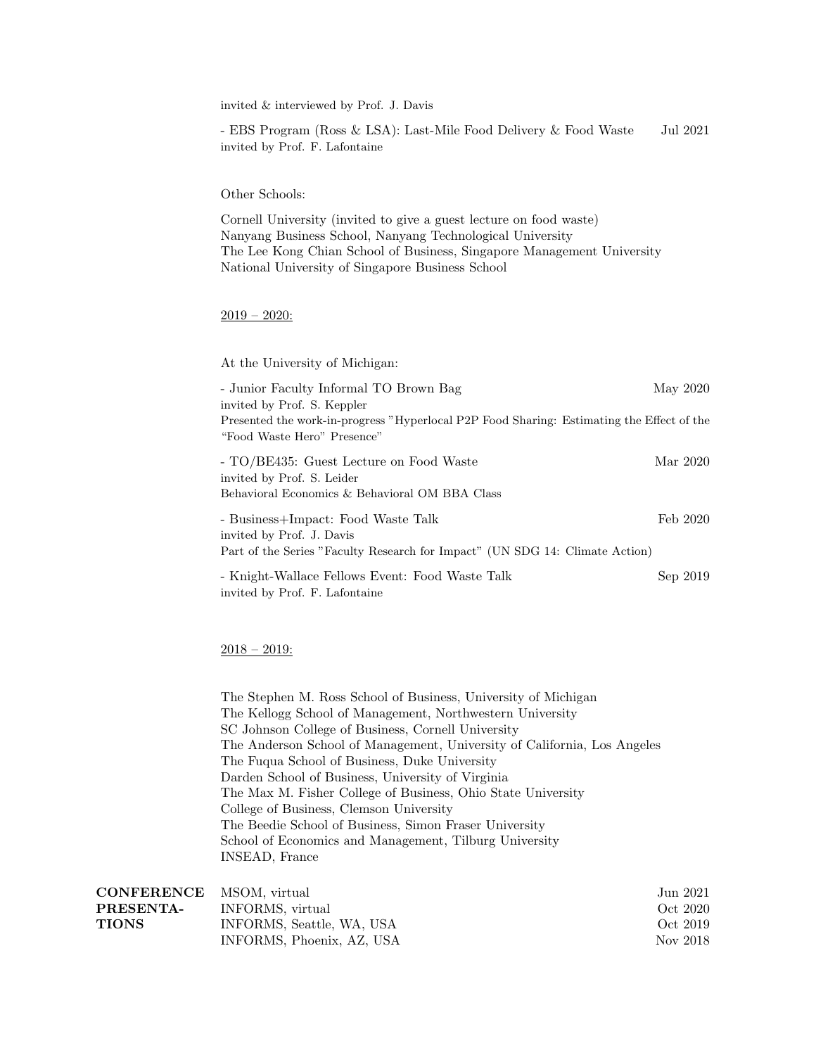invited & interviewed by Prof. J. Davis

- EBS Program (Ross & LSA): Last-Mile Food Delivery & Food Waste — Jul 2021
invited by Prof. F. Lafontaine

Other Schools:

Cornell University (invited to give a guest lecture on food waste)
Nanyang Business School, Nanyang Technological University
The Lee Kong Chian School of Business, Singapore Management University
National University of Singapore Business School

2019 – 2020:

At the University of Michigan:

- Junior Faculty Informal TO Brown Bag — May 2020
invited by Prof. S. Keppler
Presented the work-in-progress "Hyperlocal P2P Food Sharing: Estimating the Effect of the "Food Waste Hero" Presence"

- TO/BE435: Guest Lecture on Food Waste — Mar 2020
invited by Prof. S. Leider
Behavioral Economics & Behavioral OM BBA Class

- Business+Impact: Food Waste Talk — Feb 2020
invited by Prof. J. Davis
Part of the Series "Faculty Research for Impact" (UN SDG 14: Climate Action)

- Knight-Wallace Fellows Event: Food Waste Talk — Sep 2019
invited by Prof. F. Lafontaine

2018 – 2019:

The Stephen M. Ross School of Business, University of Michigan
The Kellogg School of Management, Northwestern University
SC Johnson College of Business, Cornell University
The Anderson School of Management, University of California, Los Angeles
The Fuqua School of Business, Duke University
Darden School of Business, University of Virginia
The Max M. Fisher College of Business, Ohio State University
College of Business, Clemson University
The Beedie School of Business, Simon Fraser University
School of Economics and Management, Tilburg University
INSEAD, France

**CONFERENCE PRESENTATIONS**

MSOM, virtual — Jun 2021
INFORMS, virtual — Oct 2020
INFORMS, Seattle, WA, USA — Oct 2019
INFORMS, Phoenix, AZ, USA — Nov 2018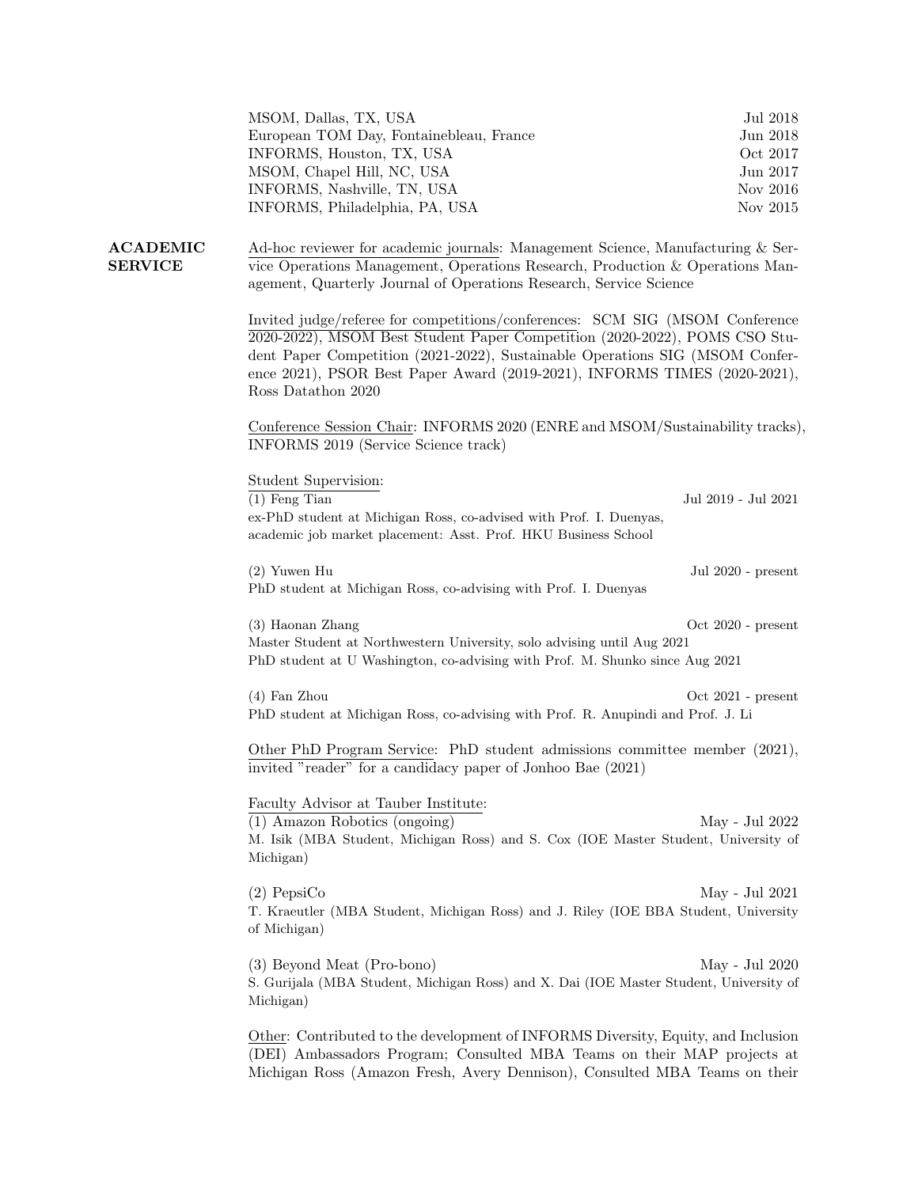MSOM, Dallas, TX, USA — Jul 2018
European TOM Day, Fontainebleau, France — Jun 2018
INFORMS, Houston, TX, USA — Oct 2017
MSOM, Chapel Hill, NC, USA — Jun 2017
INFORMS, Nashville, TN, USA — Nov 2016
INFORMS, Philadelphia, PA, USA — Nov 2015

## ACADEMIC SERVICE

Ad-hoc reviewer for academic journals: Management Science, Manufacturing & Service Operations Management, Operations Research, Production & Operations Management, Quarterly Journal of Operations Research, Service Science

Invited judge/referee for competitions/conferences: SCM SIG (MSOM Conference 2020-2022), MSOM Best Student Paper Competition (2020-2022), POMS CSO Student Paper Competition (2021-2022), Sustainable Operations SIG (MSOM Conference 2021), PSOR Best Paper Award (2019-2021), INFORMS TIMES (2020-2021), Ross Datathon 2020

Conference Session Chair: INFORMS 2020 (ENRE and MSOM/Sustainability tracks), INFORMS 2019 (Service Science track)

Student Supervision:

(1) Feng Tian — Jul 2019 - Jul 2021
ex-PhD student at Michigan Ross, co-advised with Prof. I. Duenyas,
academic job market placement: Asst. Prof. HKU Business School

(2) Yuwen Hu — Jul 2020 - present
PhD student at Michigan Ross, co-advising with Prof. I. Duenyas

(3) Haonan Zhang — Oct 2020 - present
Master Student at Northwestern University, solo advising until Aug 2021
PhD student at U Washington, co-advising with Prof. M. Shunko since Aug 2021

(4) Fan Zhou — Oct 2021 - present
PhD student at Michigan Ross, co-advising with Prof. R. Anupindi and Prof. J. Li

Other PhD Program Service: PhD student admissions committee member (2021), invited "reader" for a candidacy paper of Jonhoo Bae (2021)

Faculty Advisor at Tauber Institute:

(1) Amazon Robotics (ongoing) — May - Jul 2022
M. Isik (MBA Student, Michigan Ross) and S. Cox (IOE Master Student, University of Michigan)

(2) PepsiCo — May - Jul 2021
T. Kraeutler (MBA Student, Michigan Ross) and J. Riley (IOE BBA Student, University of Michigan)

(3) Beyond Meat (Pro-bono) — May - Jul 2020
S. Gurijala (MBA Student, Michigan Ross) and X. Dai (IOE Master Student, University of Michigan)

Other: Contributed to the development of INFORMS Diversity, Equity, and Inclusion (DEI) Ambassadors Program; Consulted MBA Teams on their MAP projects at Michigan Ross (Amazon Fresh, Avery Dennison), Consulted MBA Teams on their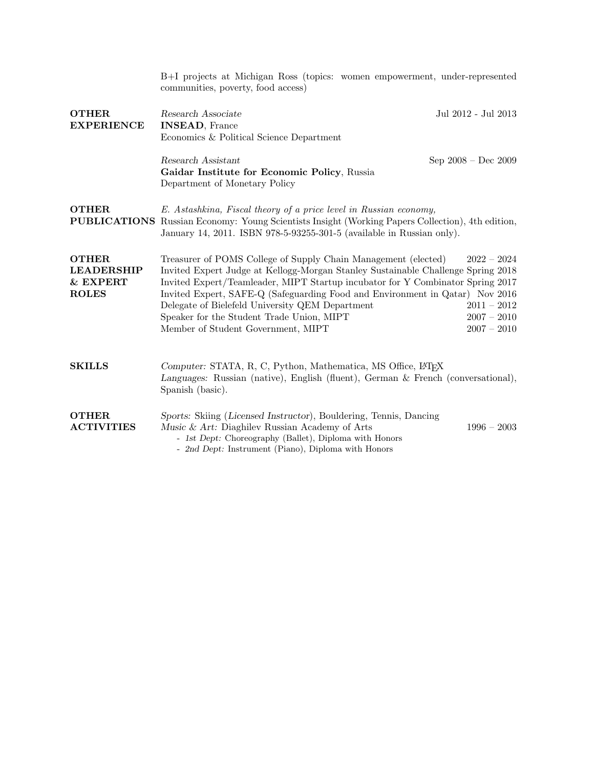B+I projects at Michigan Ross (topics: women empowerment, under-represented communities, poverty, food access)

## OTHER EXPERIENCE

*Research Associate* — Jul 2012 - Jul 2013
**INSEAD**, France
Economics & Political Science Department

*Research Assistant* — Sep 2008 – Dec 2009
**Gaidar Institute for Economic Policy**, Russia
Department of Monetary Policy

## OTHER PUBLICATIONS

*E. Astashkina, Fiscal theory of a price level in Russian economy,* Russian Economy: Young Scientists Insight (Working Papers Collection), 4th edition, January 14, 2011. ISBN 978-5-93255-301-5 (available in Russian only).

## OTHER LEADERSHIP & EXPERT ROLES

- Treasurer of POMS College of Supply Chain Management (elected) — 2022 – 2024
- Invited Expert Judge at Kellogg-Morgan Stanley Sustainable Challenge — Spring 2018
- Invited Expert/Teamleader, MIPT Startup incubator for Y Combinator — Spring 2017
- Invited Expert, SAFE-Q (Safeguarding Food and Environment in Qatar) — Nov 2016
- Delegate of Bielefeld University QEM Department — 2011 – 2012
- Speaker for the Student Trade Union, MIPT — 2007 – 2010
- Member of Student Government, MIPT — 2007 – 2010

## SKILLS

*Computer:* STATA, R, C, Python, Mathematica, MS Office, LaTeX
*Languages:* Russian (native), English (fluent), German & French (conversational), Spanish (basic).

## OTHER ACTIVITIES

*Sports:* Skiing (*Licensed Instructor*), Bouldering, Tennis, Dancing
*Music & Art:* Diaghilev Russian Academy of Arts — 1996 – 2003
- *1st Dept:* Choreography (Ballet), Diploma with Honors
- *2nd Dept:* Instrument (Piano), Diploma with Honors